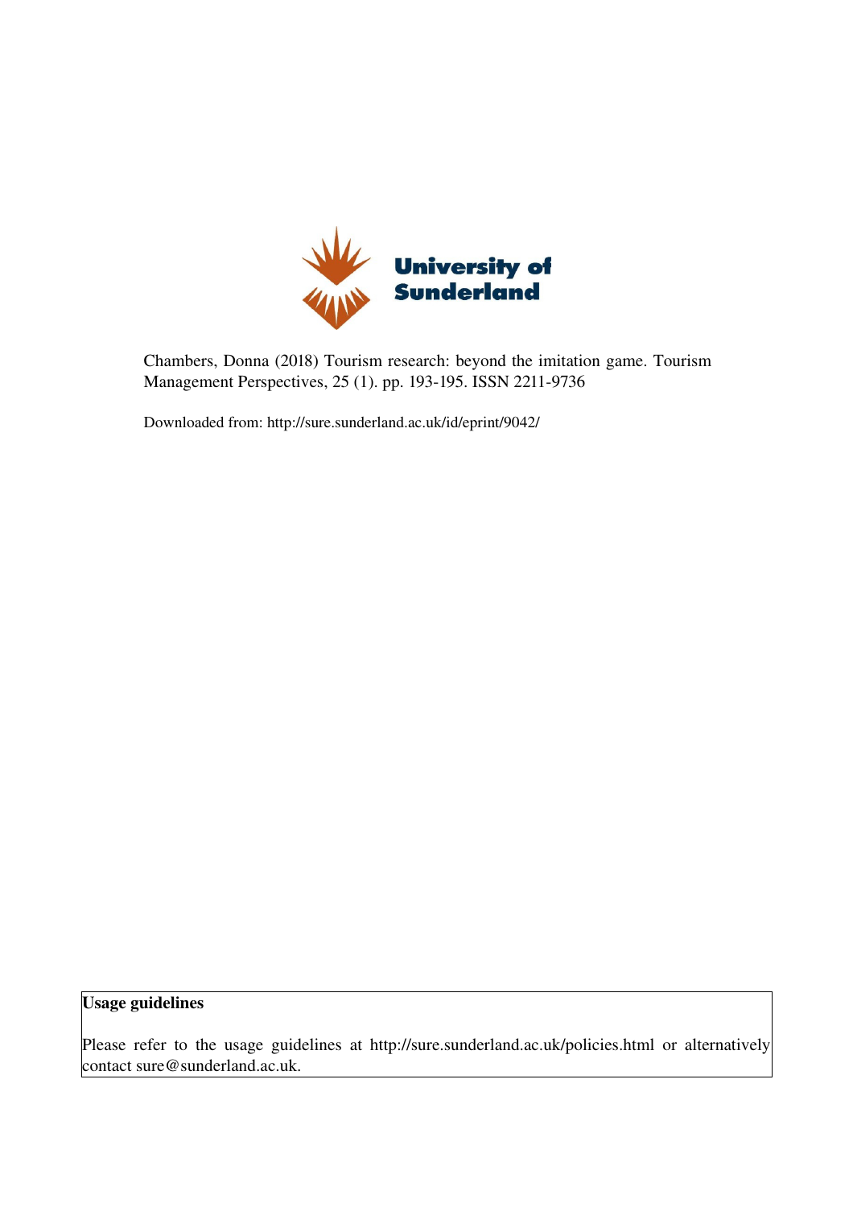University of Sunderland

Chambers, Donna (2018) Tourism research: beyond the imitation game. Tourism Management Perspectives, 25 (1). pp. 193-195. ISSN 2211-9736

Downloaded from: http://sure.sunderland.ac.uk/id/eprint/9042/

**Usage guidelines**

Please refer to the usage guidelines at http://sure.sunderland.ac.uk/policies.html or alternatively contact sure@sunderland.ac.uk.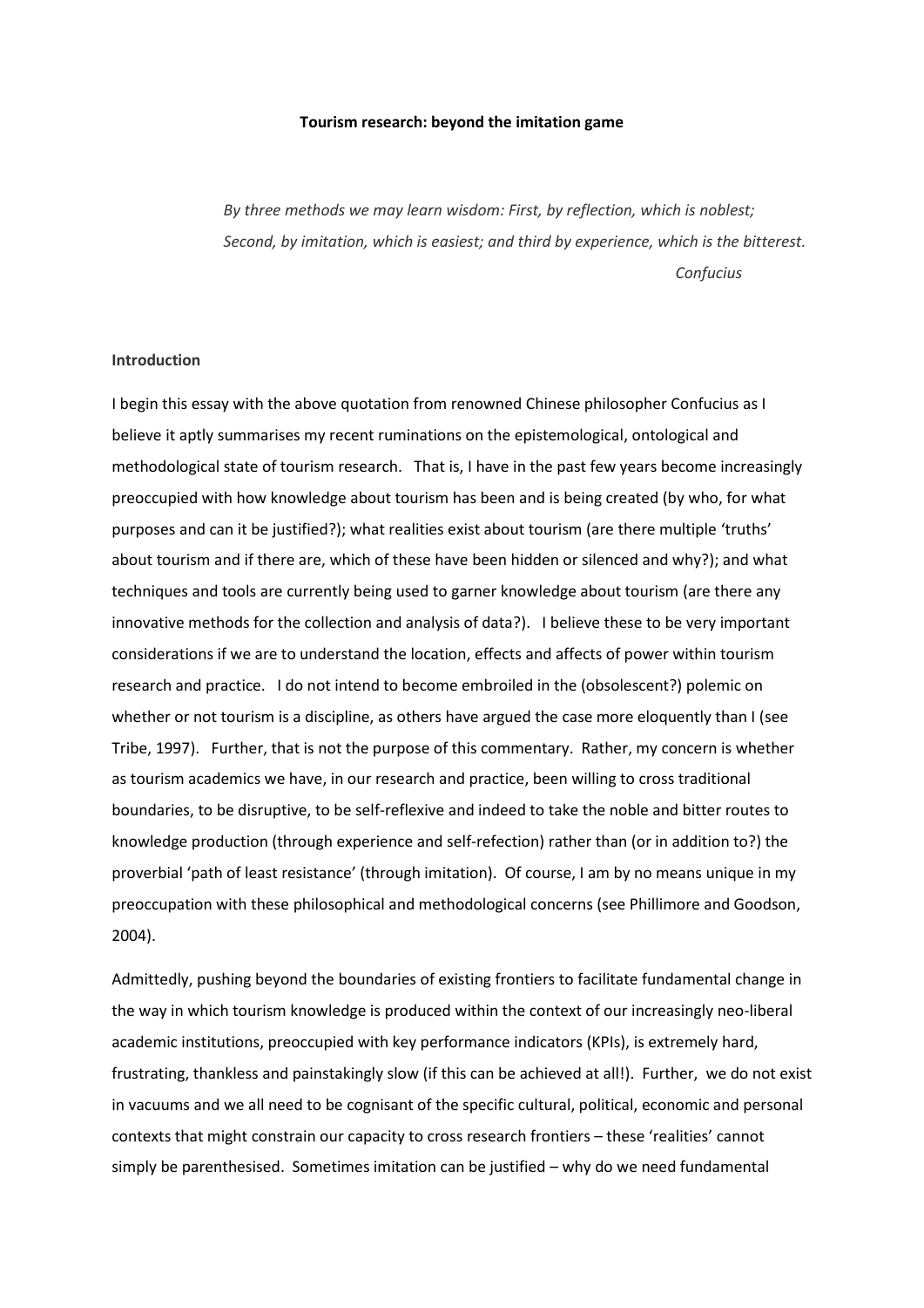**Tourism research: beyond the imitation game**

> *By three methods we may learn wisdom: First, by reflection, which is noblest; Second, by imitation, which is easiest; and third by experience, which is the bitterest.*
>
> *Confucius*

**Introduction**

I begin this essay with the above quotation from renowned Chinese philosopher Confucius as I believe it aptly summarises my recent ruminations on the epistemological, ontological and methodological state of tourism research. That is, I have in the past few years become increasingly preoccupied with how knowledge about tourism has been and is being created (by who, for what purposes and can it be justified?); what realities exist about tourism (are there multiple 'truths' about tourism and if there are, which of these have been hidden or silenced and why?); and what techniques and tools are currently being used to garner knowledge about tourism (are there any innovative methods for the collection and analysis of data?). I believe these to be very important considerations if we are to understand the location, effects and affects of power within tourism research and practice. I do not intend to become embroiled in the (obsolescent?) polemic on whether or not tourism is a discipline, as others have argued the case more eloquently than I (see Tribe, 1997). Further, that is not the purpose of this commentary. Rather, my concern is whether as tourism academics we have, in our research and practice, been willing to cross traditional boundaries, to be disruptive, to be self-reflexive and indeed to take the noble and bitter routes to knowledge production (through experience and self-refection) rather than (or in addition to?) the proverbial 'path of least resistance' (through imitation). Of course, I am by no means unique in my preoccupation with these philosophical and methodological concerns (see Phillimore and Goodson, 2004).

Admittedly, pushing beyond the boundaries of existing frontiers to facilitate fundamental change in the way in which tourism knowledge is produced within the context of our increasingly neo-liberal academic institutions, preoccupied with key performance indicators (KPIs), is extremely hard, frustrating, thankless and painstakingly slow (if this can be achieved at all!). Further, we do not exist in vacuums and we all need to be cognisant of the specific cultural, political, economic and personal contexts that might constrain our capacity to cross research frontiers – these 'realities' cannot simply be parenthesised. Sometimes imitation can be justified – why do we need fundamental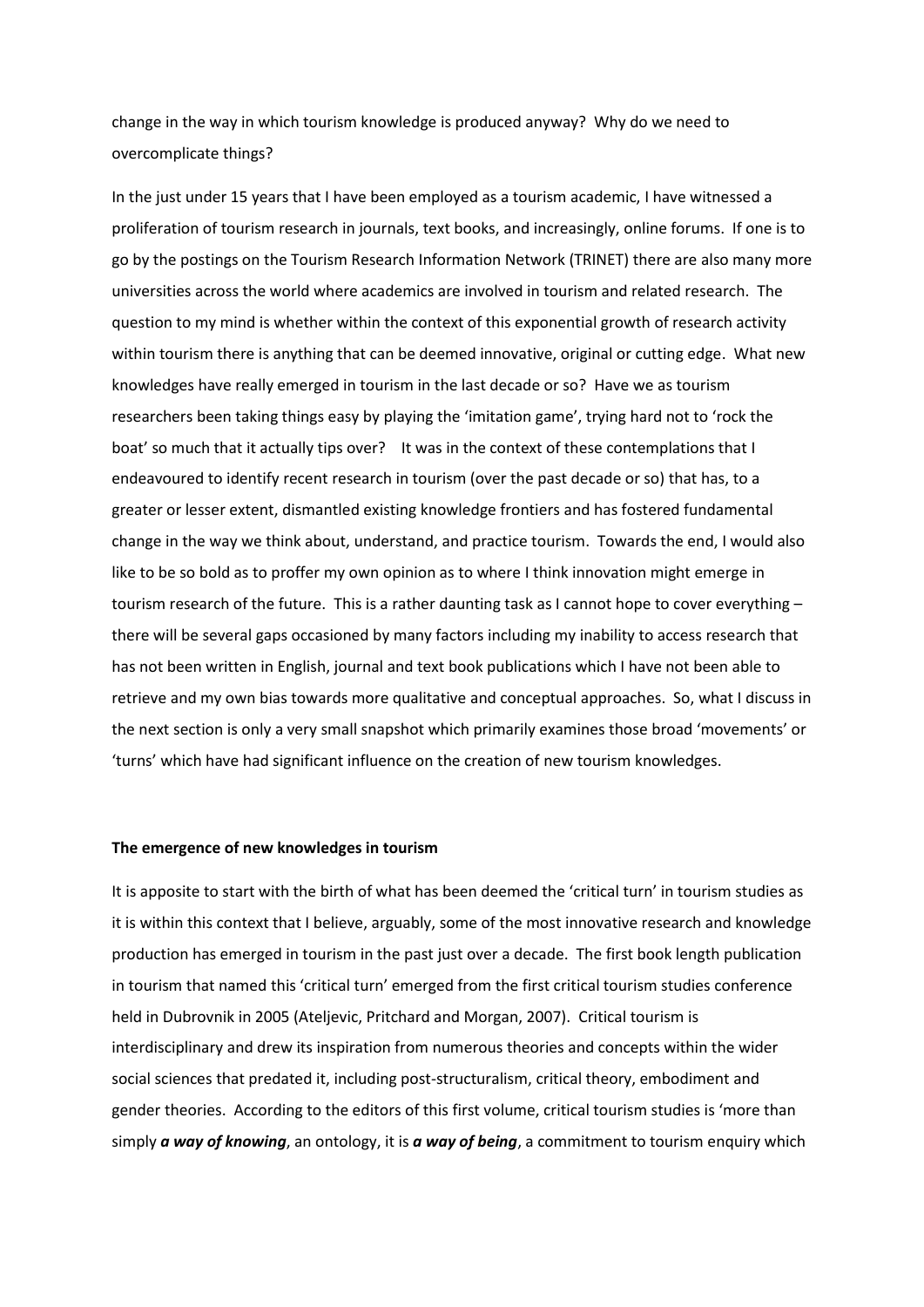change in the way in which tourism knowledge is produced anyway? Why do we need to overcomplicate things?

In the just under 15 years that I have been employed as a tourism academic, I have witnessed a proliferation of tourism research in journals, text books, and increasingly, online forums. If one is to go by the postings on the Tourism Research Information Network (TRINET) there are also many more universities across the world where academics are involved in tourism and related research. The question to my mind is whether within the context of this exponential growth of research activity within tourism there is anything that can be deemed innovative, original or cutting edge. What new knowledges have really emerged in tourism in the last decade or so? Have we as tourism researchers been taking things easy by playing the 'imitation game', trying hard not to 'rock the boat' so much that it actually tips over? It was in the context of these contemplations that I endeavoured to identify recent research in tourism (over the past decade or so) that has, to a greater or lesser extent, dismantled existing knowledge frontiers and has fostered fundamental change in the way we think about, understand, and practice tourism. Towards the end, I would also like to be so bold as to proffer my own opinion as to where I think innovation might emerge in tourism research of the future. This is a rather daunting task as I cannot hope to cover everything – there will be several gaps occasioned by many factors including my inability to access research that has not been written in English, journal and text book publications which I have not been able to retrieve and my own bias towards more qualitative and conceptual approaches. So, what I discuss in the next section is only a very small snapshot which primarily examines those broad 'movements' or 'turns' which have had significant influence on the creation of new tourism knowledges.

**The emergence of new knowledges in tourism**

It is apposite to start with the birth of what has been deemed the 'critical turn' in tourism studies as it is within this context that I believe, arguably, some of the most innovative research and knowledge production has emerged in tourism in the past just over a decade. The first book length publication in tourism that named this 'critical turn' emerged from the first critical tourism studies conference held in Dubrovnik in 2005 (Ateljevic, Pritchard and Morgan, 2007). Critical tourism is interdisciplinary and drew its inspiration from numerous theories and concepts within the wider social sciences that predated it, including post-structuralism, critical theory, embodiment and gender theories. According to the editors of this first volume, critical tourism studies is 'more than simply ***a way of knowing***, an ontology, it is ***a way of being***, a commitment to tourism enquiry which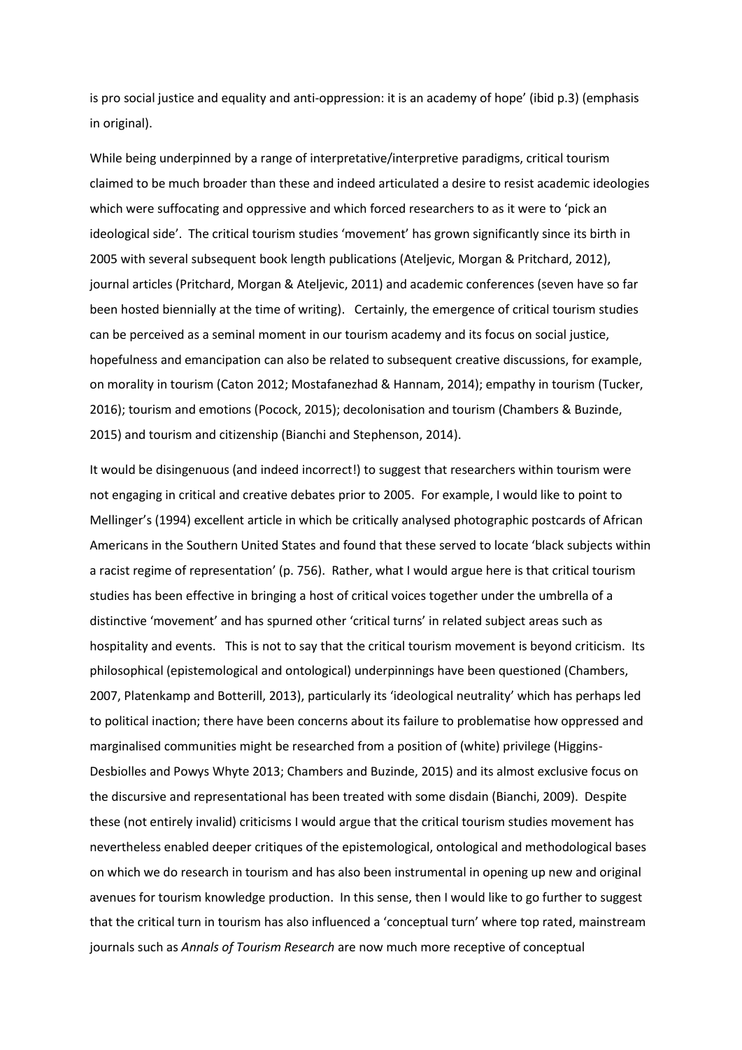is pro social justice and equality and anti-oppression: it is an academy of hope' (ibid p.3) (emphasis in original).

While being underpinned by a range of interpretative/interpretive paradigms, critical tourism claimed to be much broader than these and indeed articulated a desire to resist academic ideologies which were suffocating and oppressive and which forced researchers to as it were to 'pick an ideological side'. The critical tourism studies 'movement' has grown significantly since its birth in 2005 with several subsequent book length publications (Ateljevic, Morgan & Pritchard, 2012), journal articles (Pritchard, Morgan & Ateljevic, 2011) and academic conferences (seven have so far been hosted biennially at the time of writing). Certainly, the emergence of critical tourism studies can be perceived as a seminal moment in our tourism academy and its focus on social justice, hopefulness and emancipation can also be related to subsequent creative discussions, for example, on morality in tourism (Caton 2012; Mostafanezhad & Hannam, 2014); empathy in tourism (Tucker, 2016); tourism and emotions (Pocock, 2015); decolonisation and tourism (Chambers & Buzinde, 2015) and tourism and citizenship (Bianchi and Stephenson, 2014).

It would be disingenuous (and indeed incorrect!) to suggest that researchers within tourism were not engaging in critical and creative debates prior to 2005. For example, I would like to point to Mellinger's (1994) excellent article in which be critically analysed photographic postcards of African Americans in the Southern United States and found that these served to locate 'black subjects within a racist regime of representation' (p. 756). Rather, what I would argue here is that critical tourism studies has been effective in bringing a host of critical voices together under the umbrella of a distinctive 'movement' and has spurned other 'critical turns' in related subject areas such as hospitality and events. This is not to say that the critical tourism movement is beyond criticism. Its philosophical (epistemological and ontological) underpinnings have been questioned (Chambers, 2007, Platenkamp and Botterill, 2013), particularly its 'ideological neutrality' which has perhaps led to political inaction; there have been concerns about its failure to problematise how oppressed and marginalised communities might be researched from a position of (white) privilege (Higgins-Desbiolles and Powys Whyte 2013; Chambers and Buzinde, 2015) and its almost exclusive focus on the discursive and representational has been treated with some disdain (Bianchi, 2009). Despite these (not entirely invalid) criticisms I would argue that the critical tourism studies movement has nevertheless enabled deeper critiques of the epistemological, ontological and methodological bases on which we do research in tourism and has also been instrumental in opening up new and original avenues for tourism knowledge production. In this sense, then I would like to go further to suggest that the critical turn in tourism has also influenced a 'conceptual turn' where top rated, mainstream journals such as *Annals of Tourism Research* are now much more receptive of conceptual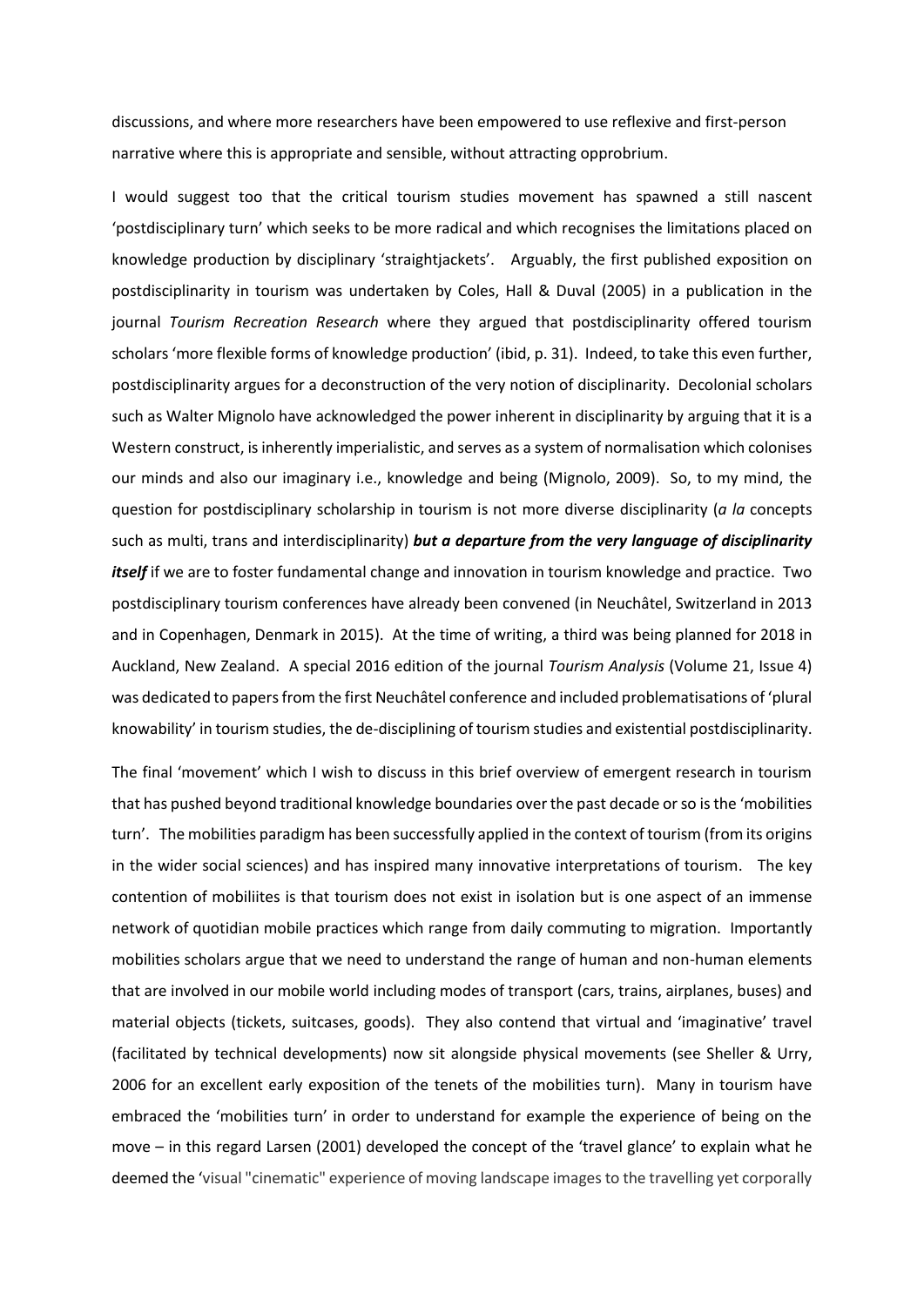discussions, and where more researchers have been empowered to use reflexive and first-person narrative where this is appropriate and sensible, without attracting opprobrium.

I would suggest too that the critical tourism studies movement has spawned a still nascent 'postdisciplinary turn' which seeks to be more radical and which recognises the limitations placed on knowledge production by disciplinary 'straightjackets'. Arguably, the first published exposition on postdisciplinarity in tourism was undertaken by Coles, Hall & Duval (2005) in a publication in the journal *Tourism Recreation Research* where they argued that postdisciplinarity offered tourism scholars 'more flexible forms of knowledge production' (ibid, p. 31). Indeed, to take this even further, postdisciplinarity argues for a deconstruction of the very notion of disciplinarity. Decolonial scholars such as Walter Mignolo have acknowledged the power inherent in disciplinarity by arguing that it is a Western construct, is inherently imperialistic, and serves as a system of normalisation which colonises our minds and also our imaginary i.e., knowledge and being (Mignolo, 2009). So, to my mind, the question for postdisciplinary scholarship in tourism is not more diverse disciplinarity (*a la* concepts such as multi, trans and interdisciplinarity) ***but a departure from the very language of disciplinarity itself*** if we are to foster fundamental change and innovation in tourism knowledge and practice. Two postdisciplinary tourism conferences have already been convened (in Neuchâtel, Switzerland in 2013 and in Copenhagen, Denmark in 2015). At the time of writing, a third was being planned for 2018 in Auckland, New Zealand. A special 2016 edition of the journal *Tourism Analysis* (Volume 21, Issue 4) was dedicated to papers from the first Neuchâtel conference and included problematisations of 'plural knowability' in tourism studies, the de-disciplining of tourism studies and existential postdisciplinarity.

The final 'movement' which I wish to discuss in this brief overview of emergent research in tourism that has pushed beyond traditional knowledge boundaries over the past decade or so is the 'mobilities turn'. The mobilities paradigm has been successfully applied in the context of tourism (from its origins in the wider social sciences) and has inspired many innovative interpretations of tourism. The key contention of mobiliites is that tourism does not exist in isolation but is one aspect of an immense network of quotidian mobile practices which range from daily commuting to migration. Importantly mobilities scholars argue that we need to understand the range of human and non-human elements that are involved in our mobile world including modes of transport (cars, trains, airplanes, buses) and material objects (tickets, suitcases, goods). They also contend that virtual and 'imaginative' travel (facilitated by technical developments) now sit alongside physical movements (see Sheller & Urry, 2006 for an excellent early exposition of the tenets of the mobilities turn). Many in tourism have embraced the 'mobilities turn' in order to understand for example the experience of being on the move – in this regard Larsen (2001) developed the concept of the 'travel glance' to explain what he deemed the 'visual "cinematic" experience of moving landscape images to the travelling yet corporally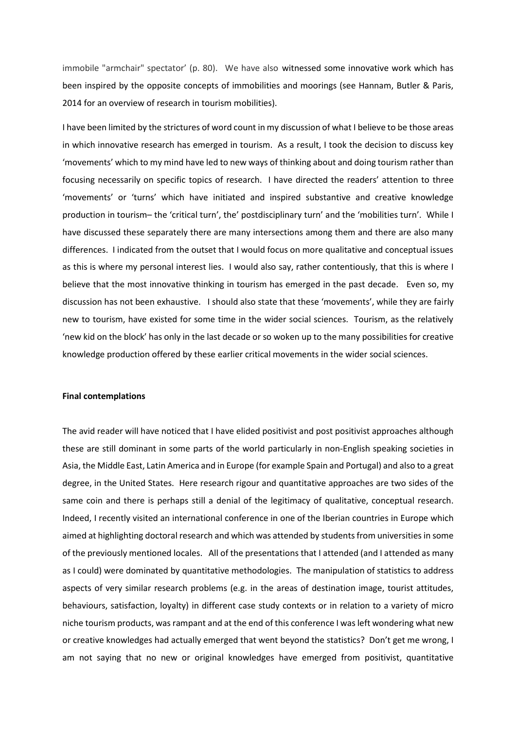immobile "armchair" spectator' (p. 80). We have also witnessed some innovative work which has been inspired by the opposite concepts of immobilities and moorings (see Hannam, Butler & Paris, 2014 for an overview of research in tourism mobilities).

I have been limited by the strictures of word count in my discussion of what I believe to be those areas in which innovative research has emerged in tourism. As a result, I took the decision to discuss key 'movements' which to my mind have led to new ways of thinking about and doing tourism rather than focusing necessarily on specific topics of research. I have directed the readers' attention to three 'movements' or 'turns' which have initiated and inspired substantive and creative knowledge production in tourism– the 'critical turn', the' postdisciplinary turn' and the 'mobilities turn'. While I have discussed these separately there are many intersections among them and there are also many differences. I indicated from the outset that I would focus on more qualitative and conceptual issues as this is where my personal interest lies. I would also say, rather contentiously, that this is where I believe that the most innovative thinking in tourism has emerged in the past decade. Even so, my discussion has not been exhaustive. I should also state that these 'movements', while they are fairly new to tourism, have existed for some time in the wider social sciences. Tourism, as the relatively 'new kid on the block' has only in the last decade or so woken up to the many possibilities for creative knowledge production offered by these earlier critical movements in the wider social sciences.

**Final contemplations**

The avid reader will have noticed that I have elided positivist and post positivist approaches although these are still dominant in some parts of the world particularly in non-English speaking societies in Asia, the Middle East, Latin America and in Europe (for example Spain and Portugal) and also to a great degree, in the United States. Here research rigour and quantitative approaches are two sides of the same coin and there is perhaps still a denial of the legitimacy of qualitative, conceptual research. Indeed, I recently visited an international conference in one of the Iberian countries in Europe which aimed at highlighting doctoral research and which was attended by students from universities in some of the previously mentioned locales. All of the presentations that I attended (and I attended as many as I could) were dominated by quantitative methodologies. The manipulation of statistics to address aspects of very similar research problems (e.g. in the areas of destination image, tourist attitudes, behaviours, satisfaction, loyalty) in different case study contexts or in relation to a variety of micro niche tourism products, was rampant and at the end of this conference I was left wondering what new or creative knowledges had actually emerged that went beyond the statistics? Don't get me wrong, I am not saying that no new or original knowledges have emerged from positivist, quantitative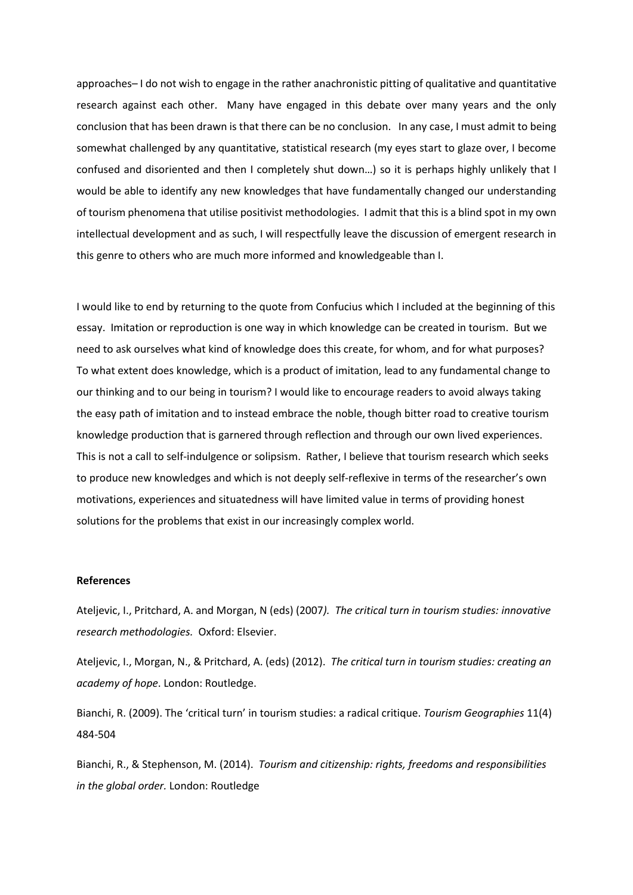approaches– I do not wish to engage in the rather anachronistic pitting of qualitative and quantitative research against each other. Many have engaged in this debate over many years and the only conclusion that has been drawn is that there can be no conclusion. In any case, I must admit to being somewhat challenged by any quantitative, statistical research (my eyes start to glaze over, I become confused and disoriented and then I completely shut down…) so it is perhaps highly unlikely that I would be able to identify any new knowledges that have fundamentally changed our understanding of tourism phenomena that utilise positivist methodologies. I admit that this is a blind spot in my own intellectual development and as such, I will respectfully leave the discussion of emergent research in this genre to others who are much more informed and knowledgeable than I.

I would like to end by returning to the quote from Confucius which I included at the beginning of this essay. Imitation or reproduction is one way in which knowledge can be created in tourism. But we need to ask ourselves what kind of knowledge does this create, for whom, and for what purposes? To what extent does knowledge, which is a product of imitation, lead to any fundamental change to our thinking and to our being in tourism? I would like to encourage readers to avoid always taking the easy path of imitation and to instead embrace the noble, though bitter road to creative tourism knowledge production that is garnered through reflection and through our own lived experiences. This is not a call to self-indulgence or solipsism. Rather, I believe that tourism research which seeks to produce new knowledges and which is not deeply self-reflexive in terms of the researcher's own motivations, experiences and situatedness will have limited value in terms of providing honest solutions for the problems that exist in our increasingly complex world.

**References**

Ateljevic, I., Pritchard, A. and Morgan, N (eds) (2007*). The critical turn in tourism studies: innovative research methodologies.* Oxford: Elsevier.

Ateljevic, I., Morgan, N., & Pritchard, A. (eds) (2012). *The critical turn in tourism studies: creating an academy of hope*. London: Routledge.

Bianchi, R. (2009). The 'critical turn' in tourism studies: a radical critique. *Tourism Geographies* 11(4) 484-504

Bianchi, R., & Stephenson, M. (2014). *Tourism and citizenship: rights, freedoms and responsibilities in the global order.* London: Routledge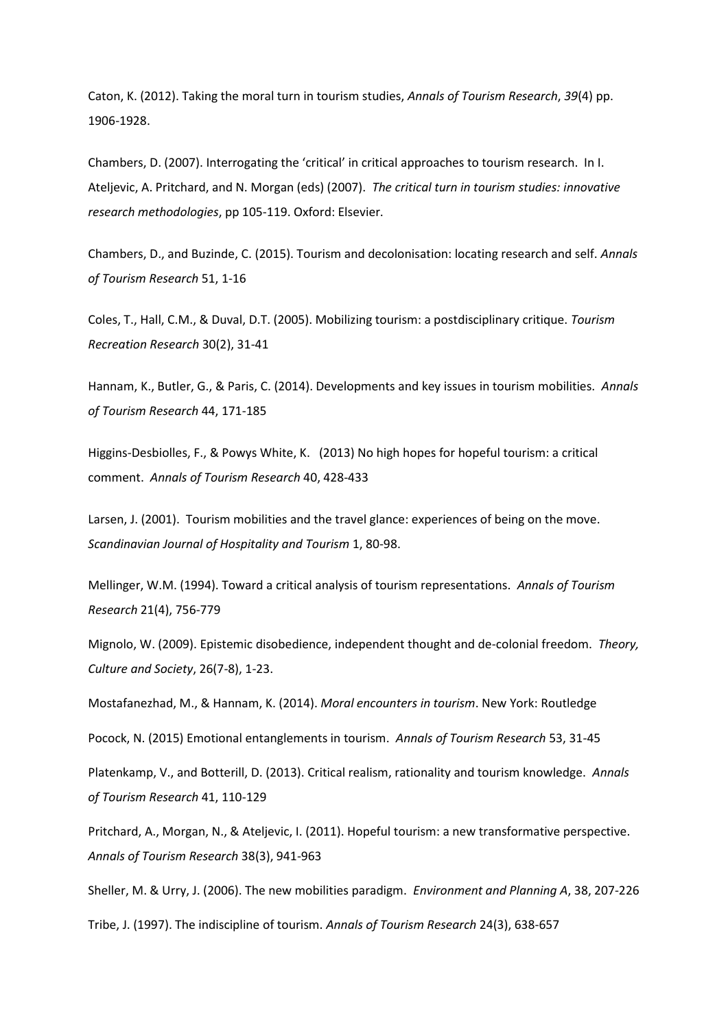Caton, K. (2012). Taking the moral turn in tourism studies, *Annals of Tourism Research*, *39*(4) pp. 1906-1928.

Chambers, D. (2007). Interrogating the 'critical' in critical approaches to tourism research. In I. Ateljevic, A. Pritchard, and N. Morgan (eds) (2007). *The critical turn in tourism studies: innovative research methodologies*, pp 105-119. Oxford: Elsevier.

Chambers, D., and Buzinde, C. (2015). Tourism and decolonisation: locating research and self. *Annals of Tourism Research* 51, 1-16

Coles, T., Hall, C.M., & Duval, D.T. (2005). Mobilizing tourism: a postdisciplinary critique. *Tourism Recreation Research* 30(2), 31-41

Hannam, K., Butler, G., & Paris, C. (2014). Developments and key issues in tourism mobilities. *Annals of Tourism Research* 44, 171-185

Higgins-Desbiolles, F., & Powys White, K. (2013) No high hopes for hopeful tourism: a critical comment. *Annals of Tourism Research* 40, 428-433

Larsen, J. (2001). Tourism mobilities and the travel glance: experiences of being on the move. *Scandinavian Journal of Hospitality and Tourism* 1, 80-98.

Mellinger, W.M. (1994). Toward a critical analysis of tourism representations. *Annals of Tourism Research* 21(4), 756-779

Mignolo, W. (2009). Epistemic disobedience, independent thought and de-colonial freedom. *Theory, Culture and Society*, 26(7-8), 1-23.

Mostafanezhad, M., & Hannam, K. (2014). *Moral encounters in tourism*. New York: Routledge

Pocock, N. (2015) Emotional entanglements in tourism. *Annals of Tourism Research* 53, 31-45

Platenkamp, V., and Botterill, D. (2013). Critical realism, rationality and tourism knowledge. *Annals of Tourism Research* 41, 110-129

Pritchard, A., Morgan, N., & Ateljevic, I. (2011). Hopeful tourism: a new transformative perspective. *Annals of Tourism Research* 38(3), 941-963

Sheller, M. & Urry, J. (2006). The new mobilities paradigm. *Environment and Planning A*, 38, 207-226

Tribe, J. (1997). The indiscipline of tourism. *Annals of Tourism Research* 24(3), 638-657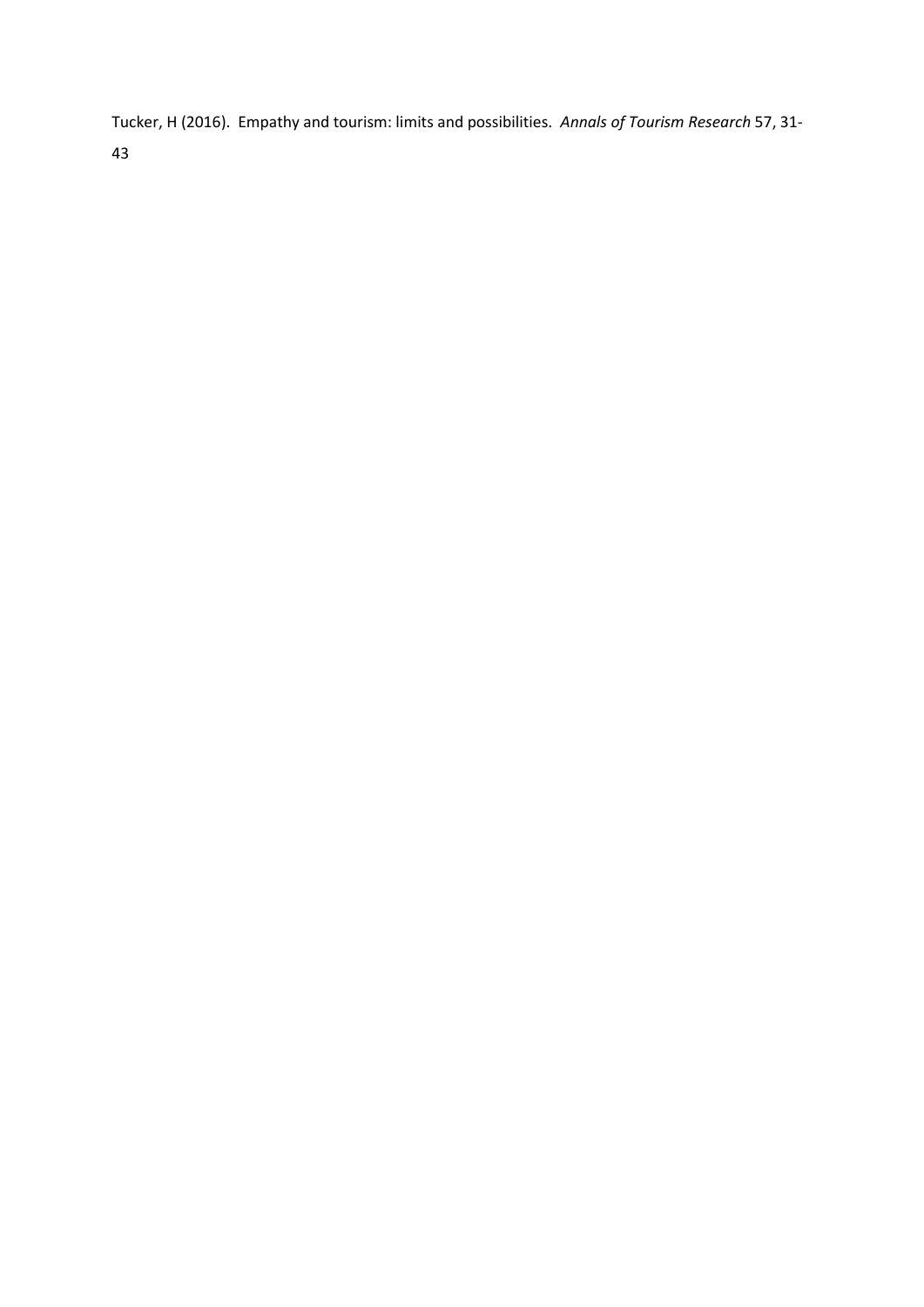Tucker, H (2016). Empathy and tourism: limits and possibilities. *Annals of Tourism Research* 57, 31-43